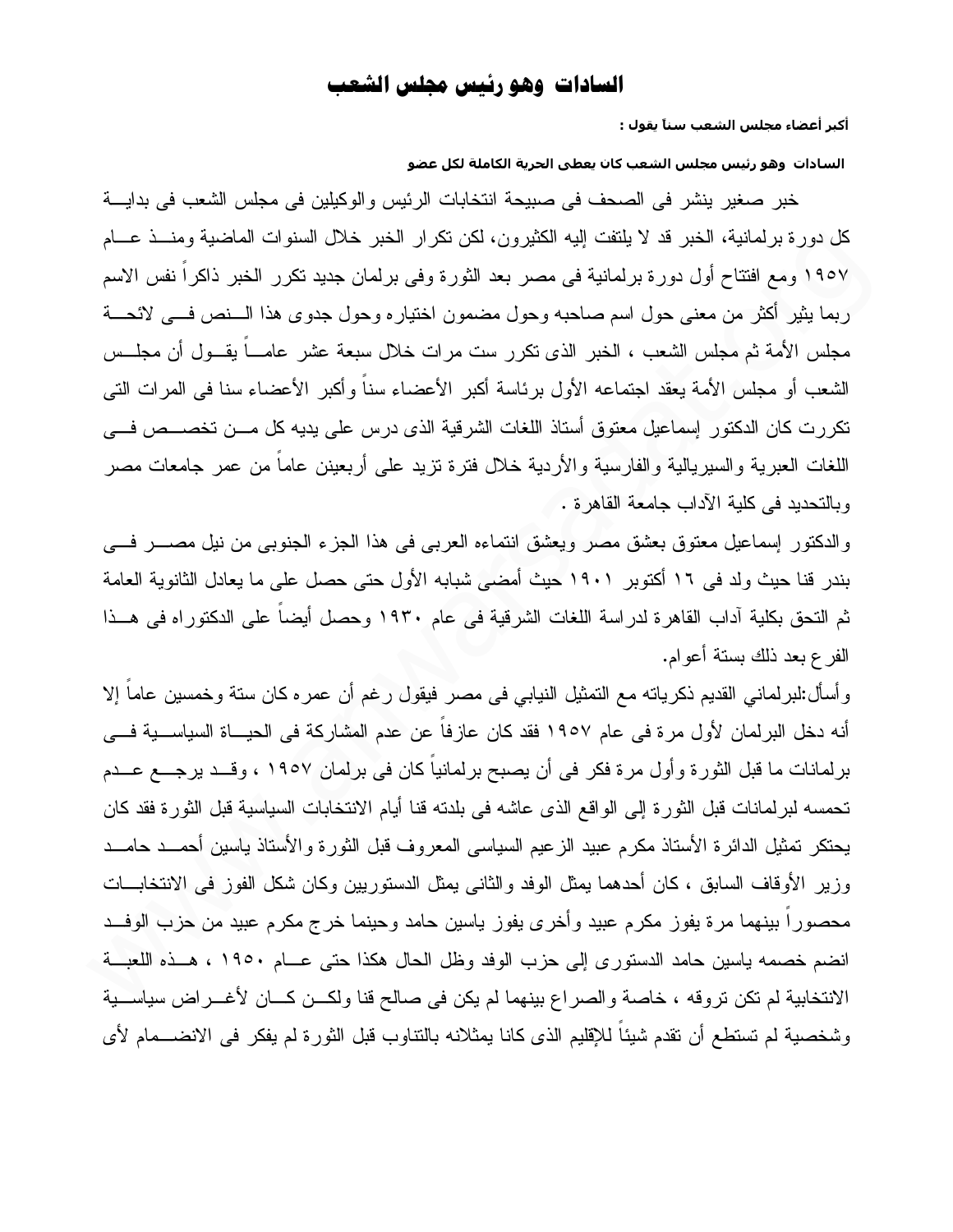# السادات وهو رئيس مجلس الشعب

**أكبر أعضاء مجلس الشعب سناً يقول :**

**السادات وهو رئيس مجلس الشعب كان يعطى الحرية الكاملة لكل عضو**

خبر صغير ينشر فى الصحف فى صبيحة انتخابات الرئيس والوكيلين فى مجلس الشعب فى بداية كل دورة برلمانية، الخبر قد لا يلتفت إليه الكثيرون، لكن تكرار الخبر خلال السنوات الماضية ومنذ عام ١٩٥٧ ومع افتتاح أول دورة برلمانية فى مصر بعد الثورة وفى برلمان جديد تكرر الخبر ذاكراً نفس الاسم ربما يثير أكثر من معنى حول اسم صاحبه وحول مضمون اختياره وحول جدوى هذا النص فى لائحة مجلس الأمة ثم مجلس الشعب ، الخبر الذى تكرر ست مرات خلال سبعة عشر عاماً يقول أن مجلس الشعب أو مجلس الأمة يعقد اجتماعه الأول برئاسة أكبر الأعضاء سناً وأكبر الأعضاء سنا فى المرات التى تكررت كان الدكتور إسماعيل معتوق أستاذ اللغات الشرقية الذى درس على يديه كل من تخصص فى اللغات العبرية والسيريالية والفارسية والأردية خلال فترة تزيد على أربعين عاماً من عمر جامعات مصر وبالتحديد فى كلية الآداب جامعة القاهرة .

والدكتور إسماعيل معتوق بعشق مصر ويعشق انتماءه العربى فى هذا الجزء الجنوبى من نيل مصر فى بندر قنا حيث ولد فى ١٦ أكتوبر ١٩٠١ حيث أمضى شبابه الأول حتى حصل على ما يعادل الثانوية العامة ثم التحق بكلية آداب القاهرة لدراسة اللغات الشرقية فى عام ١٩٣٠ وحصل أيضاً على الدكتوراه فى هذا الفرع بعد ذلك بستة أعوام.

وأسأل:لبرلماني القديم ذكرياته مع التمثيل النيابي فى مصر فيقول رغم أن عمره كان ستة وخمسين عاماً إلا أنه دخل البرلمان لأول مرة فى عام ١٩٥٧ فقد كان عازفاً عن عدم المشاركة فى الحياة السياسية فى برلمانات ما قبل الثورة وأول مرة فكر فى أن يصبح برلمانياً كان فى برلمان ١٩٥٧ ، وقد يرجع عدم تحمسه لبرلمانات قبل الثورة إلى الواقع الذى عاشه فى بلدته قنا أيام الانتخابات السياسية قبل الثورة فقد كان يحتكر تمثيل الدائرة الأستاذ مكرم عبيد الزعيم السياسى المعروف قبل الثورة والأستاذ ياسين أحمد حامد وزير الأوقاف السابق ، كان أحدهما يمثل الوفد والثانى يمثل الدستوريين وكان شكل الفوز فى الانتخابات محصوراً بينهما مرة يفوز مكرم عبيد وأخرى يفوز ياسين حامد وحينما خرج مكرم عبيد من حزب الوفد انضم خصمه ياسين حامد الدستورى إلى حزب الوفد وظل الحال هكذا حتى عام ١٩٥٠ ، هذه اللعبة الانتخابية لم تكن تروقه ، خاصة والصراع بينهما لم يكن فى صالح قنا ولكن كان لأغراض سياسية وشخصية لم تستطع أن تقدم شيئاً للإقليم الذى كانا يمثلانه بالتناوب قبل الثورة لم يفكر فى الانضمام لأى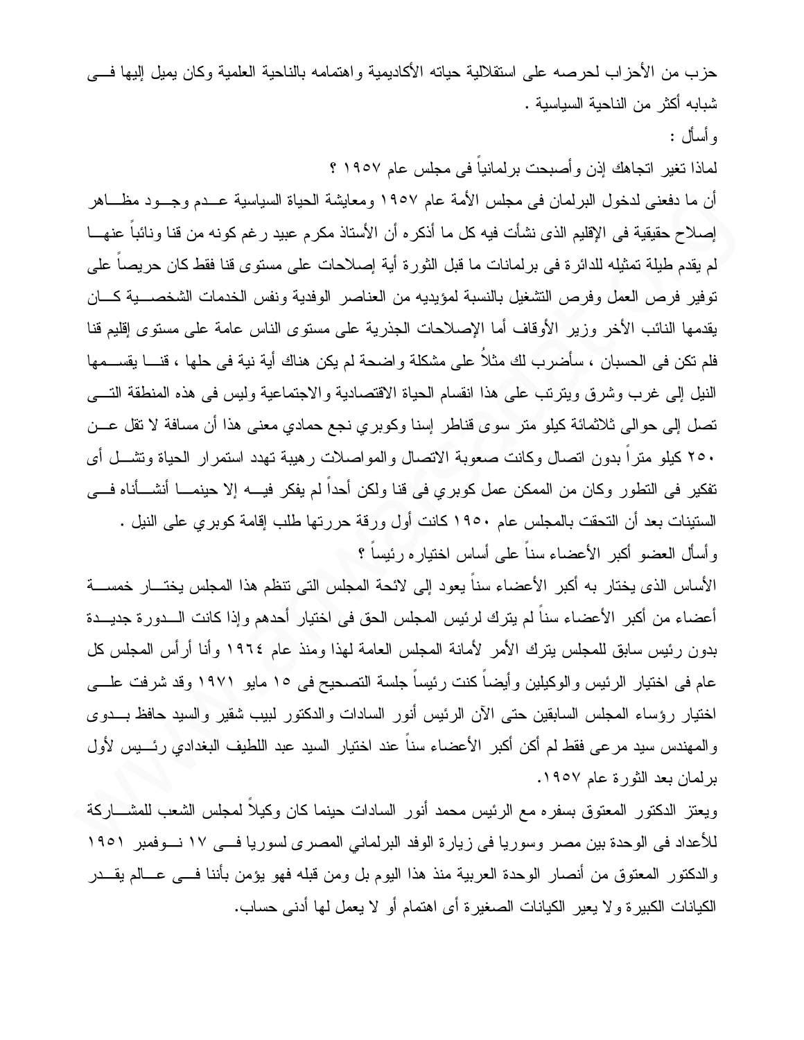حزب من الأحزاب لحرصه على استقلالية حياته الأكاديمية واهتمامه بالناحية العلمية وكان يميل إليها فى شبابه أكثر من الناحية السياسية .

وأسأل :

لماذا تغير اتجاهك إذن وأصبحت برلمانياً فى مجلس عام ١٩٥٧ ؟

أن ما دفعنى لدخول البرلمان فى مجلس الأمة عام ١٩٥٧ ومعايشة الحياة السياسية عدم وجود مظاهر إصلاح حقيقية فى الإقليم الذى نشأت فيه كل ما أذكره أن الأستاذ مكرم عبيد رغم كونه من قنا ونائباً عنها لم يقدم طيلة تمثيله للدائرة فى برلمانات ما قبل الثورة أية إصلاحات على مستوى قنا فقط كان حريصاً على توفير فرص العمل وفرص التشغيل بالنسبة لمؤيديه من العناصر الوفدية ونفس الخدمات الشخصية كان يقدمها النائب الأخر وزير الأوقاف أما الإصلاحات الجذرية على مستوى الناس عامة على مستوى إقليم قنا فلم تكن فى الحسبان ، سأضرب لك مثلاً على مشكلة واضحة لم يكن هناك أية نية فى حلها ، قنا يقسمها النيل إلى غرب وشرق ويترتب على هذا انقسام الحياة الاقتصادية والاجتماعية وليس فى هذه المنطقة التى تصل إلى حوالى ثلاثمائة كيلو متر سوى قناطر إسنا وكوبري نجع حمادي معنى هذا أن مسافة لا تقل عن ٢٥٠ كيلو متراً بدون اتصال وكانت صعوبة الاتصال والمواصلات رهيبة تهدد استمرار الحياة وتشل أى تفكير فى التطور وكان من الممكن عمل كوبري فى قنا ولكن أحداً لم يفكر فيه إلا حينما أنشأناه فى الستينات بعد أن التحقت بالمجلس عام ١٩٥٠ كانت أول ورقة حررتها طلب إقامة كوبري على النيل .

وأسأل العضو أكبر الأعضاء سناً على أساس اختياره رئيساً ؟

الأساس الذى يختار به أكبر الأعضاء سناً يعود إلى لائحة المجلس التى تنظم هذا المجلس يختار خمسة أعضاء من أكبر الأعضاء سناً لم يترك لرئيس المجلس الحق فى اختيار أحدهم وإذا كانت الدورة جديدة بدون رئيس سابق للمجلس يترك الأمر لأمانة المجلس العامة لهذا ومنذ عام ١٩٦٤ وأنا أرأس المجلس كل عام فى اختيار الرئيس والوكيلين وأيضاً كنت رئيساً جلسة التصحيح فى ١٥ مايو ١٩٧١ وقد شرفت على اختيار رؤساء المجلس السابقين حتى الآن الرئيس أنور السادات والدكتور لبيب شقير والسيد حافظ بدوى والمهندس سيد مرعى فقط لم أكن أكبر الأعضاء سناً عند اختيار السيد عبد اللطيف البغدادي رئيس لأول برلمان بعد الثورة عام ١٩٥٧.

ويعتز الدكتور المعتوق بسفره مع الرئيس محمد أنور السادات حينما كان وكيلاً لمجلس الشعب للمشاركة للأعداد فى الوحدة بين مصر وسوريا فى زيارة الوفد البرلماني المصرى لسوريا فى ١٧ نوفمبر ١٩٥١ والدكتور المعتوق من أنصار الوحدة العربية منذ هذا اليوم بل ومن قبله فهو يؤمن بأننا فى عالم يقدر الكيانات الكبيرة ولا يعير الكيانات الصغيرة أى اهتمام أو لا يعمل لها أدنى حساب.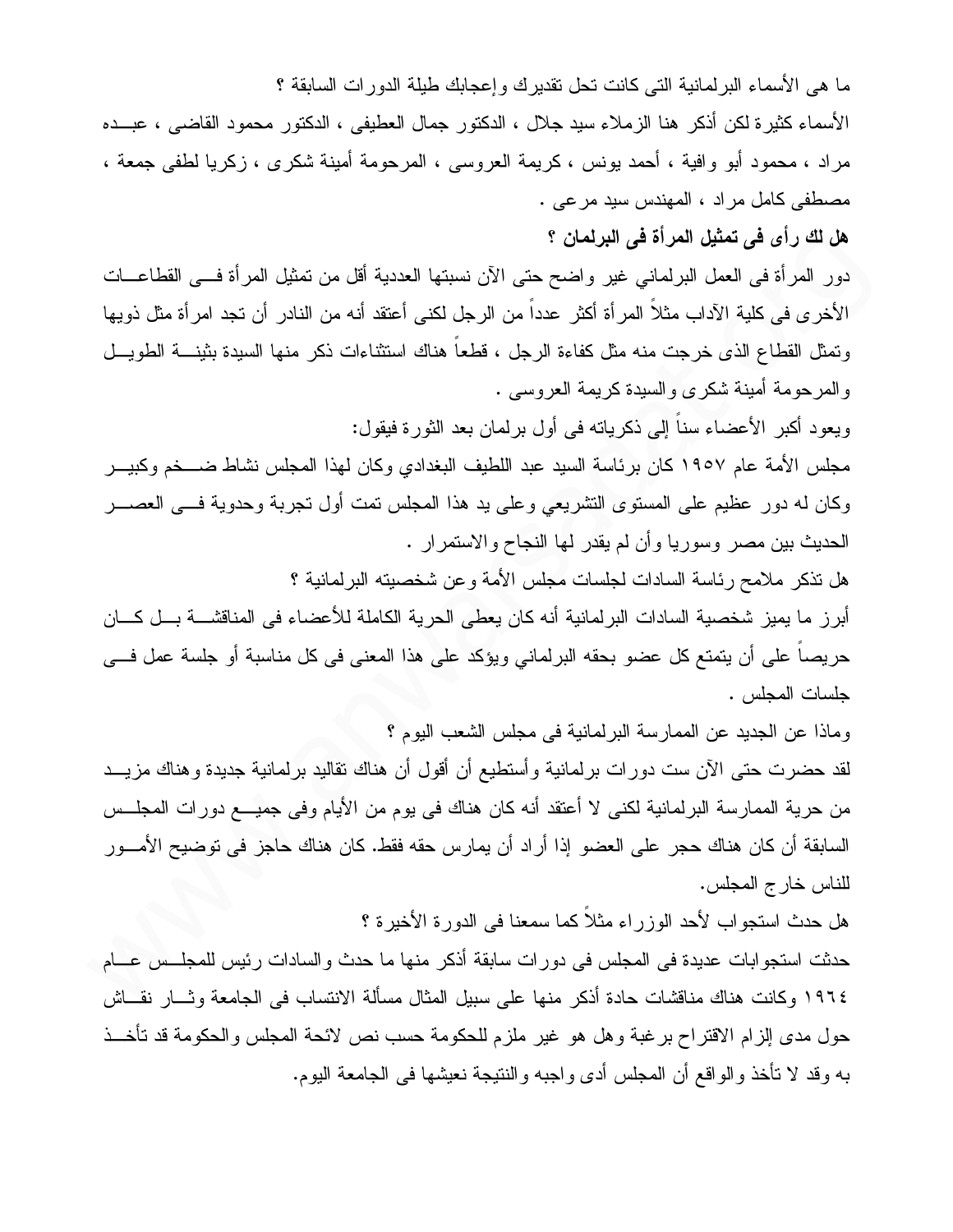ما هى الأسماء البرلمانية التى كانت تحل تقديرك وإعجابك طيلة الدورات السابقة ؟

الأسماء كثيرة لكن أذكر هنا الزملاء سيد جلال ، الدكتور جمال العطيفى ، الدكتور محمود القاضى ، عبده مراد ، محمود أبو وافية ، أحمد يونس ، كريمة العروسى ، المرحومة أمينة شكرى ، زكريا لطفى جمعة ، مصطفى كامل مراد ، المهندس سيد مرعى .

**هل لك رأى فى تمثيل المرأة فى البرلمان ؟**

دور المرأة فى العمل البرلماني غير واضح حتى الآن نسبتها العددية أقل من تمثيل المرأة فى القطاعات الأخرى فى كلية الآداب مثلاً المرأة أكثر عدداً من الرجل لكنى أعتقد أنه من النادر أن تجد امرأة مثل ذويها وتمثل القطاع الذى خرجت منه مثل كفاءة الرجل ، قطعاً هناك استثناءات ذكر منها السيدة بثينة الطويل والمرحومة أمينة شكرى والسيدة كريمة العروسى .

ويعود أكبر الأعضاء سناً إلى ذكرياته فى أول برلمان بعد الثورة فيقول:

مجلس الأمة عام ١٩٥٧ كان برئاسة السيد عبد اللطيف البغدادي وكان لهذا المجلس نشاط ضخم وكبير وكان له دور عظيم على المستوى التشريعي وعلى يد هذا المجلس تمت أول تجربة وحدوية فى العصر الحديث بين مصر وسوريا وأن لم يقدر لها النجاح والاستمرار .

هل تذكر ملامح رئاسة السادات لجلسات مجلس الأمة وعن شخصيته البرلمانية ؟

أبرز ما يميز شخصية السادات البرلمانية أنه كان يعطى الحرية الكاملة للأعضاء فى المناقشة بل كان حريصاً على أن يتمتع كل عضو بحقه البرلماني ويؤكد على هذا المعنى فى كل مناسبة أو جلسة عمل فى جلسات المجلس .

وماذا عن الجديد عن الممارسة البرلمانية فى مجلس الشعب اليوم ؟

لقد حضرت حتى الآن ست دورات برلمانية وأستطيع أن أقول أن هناك تقاليد برلمانية جديدة وهناك مزيد من حرية الممارسة البرلمانية لكنى لا أعتقد أنه كان هناك فى يوم من الأيام وفى جميع دورات المجلس السابقة أن كان هناك حجر على العضو إذا أراد أن يمارس حقه فقط. كان هناك حاجز فى توضيح الأمور للناس خارج المجلس.

هل حدث استجواب لأحد الوزراء مثلاً كما سمعنا فى الدورة الأخيرة ؟

حدثت استجوابات عديدة فى المجلس فى دورات سابقة أذكر منها ما حدث والسادات رئيس للمجلس عام ١٩٦٤ وكانت هناك مناقشات حادة أذكر منها على سبيل المثال مسألة الانتساب فى الجامعة وثار نقاش حول مدى إلزام الاقتراح برغبة وهل هو غير ملزم للحكومة حسب نص لائحة المجلس والحكومة قد تأخذ به وقد لا تأخذ والواقع أن المجلس أدى واجبه والنتيجة نعيشها فى الجامعة اليوم.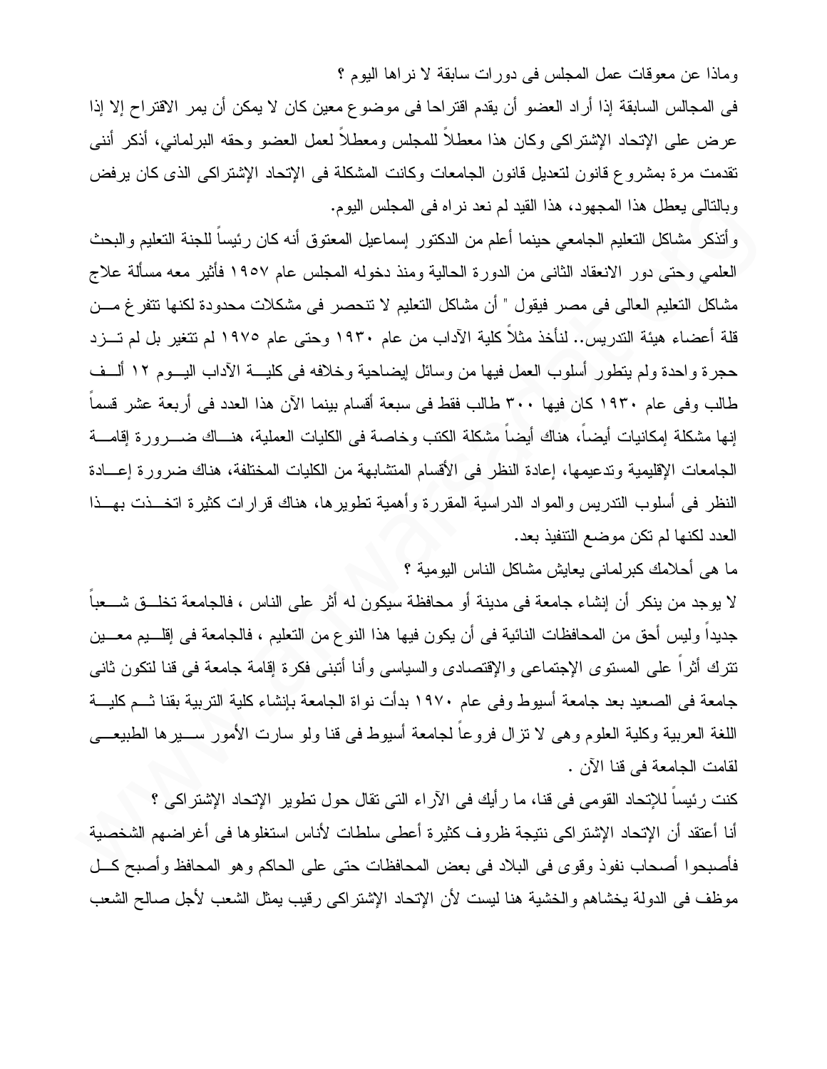وماذا عن معوقات عمل المجلس فى دورات سابقة لا نراها اليوم ؟

فى المجالس السابقة إذا أراد العضو أن يقدم اقتراحا فى موضوع معين كان لا يمكن أن يمر الاقتراح إلا إذا عرض على الإتحاد الإشتراكى وكان هذا معطلاً للمجلس ومعطلاً لعمل العضو وحقه البرلماني، أذكر أننى تقدمت مرة بمشروع قانون لتعديل قانون الجامعات وكانت المشكلة فى الإتحاد الإشتراكى الذى كان يرفض وبالتالى يعطل هذا المجهود، هذا القيد لم نعد نراه فى المجلس اليوم.

وأتذكر مشاكل التعليم الجامعي حينما أعلم من الدكتور إسماعيل المعتوق أنه كان رئيساً للجنة التعليم والبحث العلمي وحتى دور الانعقاد الثانى من الدورة الحالية ومنذ دخوله المجلس عام ١٩٥٧ فأثير معه مسألة علاج مشاكل التعليم العالى فى مصر فيقول " أن مشاكل التعليم لا تنحصر فى مشكلات محدودة لكنها تتفرغ من قلة أعضاء هيئة التدريس.. لنأخذ مثلاً كلية الآداب من عام ١٩٣٠ وحتى عام ١٩٧٥ لم تتغير بل لم تزد حجرة واحدة ولم يتطور أسلوب العمل فيها من وسائل إيضاحية وخلافه فى كلية الآداب اليوم ١٢ ألف طالب وفى عام ١٩٣٠ كان فيها ٣٠٠ طالب فقط فى سبعة أقسام بينما الآن هذا العدد فى أربعة عشر قسماً إنها مشكلة إمكانيات أيضاً، هناك أيضاً مشكلة الكتب وخاصة فى الكليات العملية، هناك ضرورة إقامة الجامعات الإقليمية وتدعيمها، إعادة النظر فى الأقسام المتشابهة من الكليات المختلفة، هناك ضرورة إعادة النظر فى أسلوب التدريس والمواد الدراسية المقررة وأهمية تطويرها، هناك قرارات كثيرة اتخذت بهذا العدد لكنها لم تكن موضع التنفيذ بعد.

ما هى أحلامك كبرلمانى يعايش مشاكل الناس اليومية ؟

لا يوجد من ينكر أن إنشاء جامعة فى مدينة أو محافظة سيكون له أثر على الناس ، فالجامعة تخلق شعباً جديداً وليس أحق من المحافظات النائية فى أن يكون فيها هذا النوع من التعليم ، فالجامعة فى إقليم معين تترك أثراً على المستوى الإجتماعى والإقتصادى والسياسى وأنا أتبنى فكرة إقامة جامعة فى قنا لتكون ثانى جامعة فى الصعيد بعد جامعة أسيوط وفى عام ١٩٧٠ بدأت نواة الجامعة بإنشاء كلية التربية بقنا ثم كلية اللغة العربية وكلية العلوم وهى لا تزال فروعاً لجامعة أسيوط فى قنا ولو سارت الأمور سيرها الطبيعى لقامت الجامعة فى قنا الآن .

كنت رئيساً للإتحاد القومى فى قنا، ما رأيك فى الآراء التى تقال حول تطوير الإتحاد الإشتراكى ؟

أنا أعتقد أن الإتحاد الإشتراكى نتيجة ظروف كثيرة أعطى سلطات لأناس استغلوها فى أغراضهم الشخصية فأصبحوا أصحاب نفوذ وقوى فى البلاد فى بعض المحافظات حتى على الحاكم وهو المحافظ وأصبح كل موظف فى الدولة يخشاهم والخشية هنا ليست لأن الإتحاد الإشتراكى رقيب يمثل الشعب لأجل صالح الشعب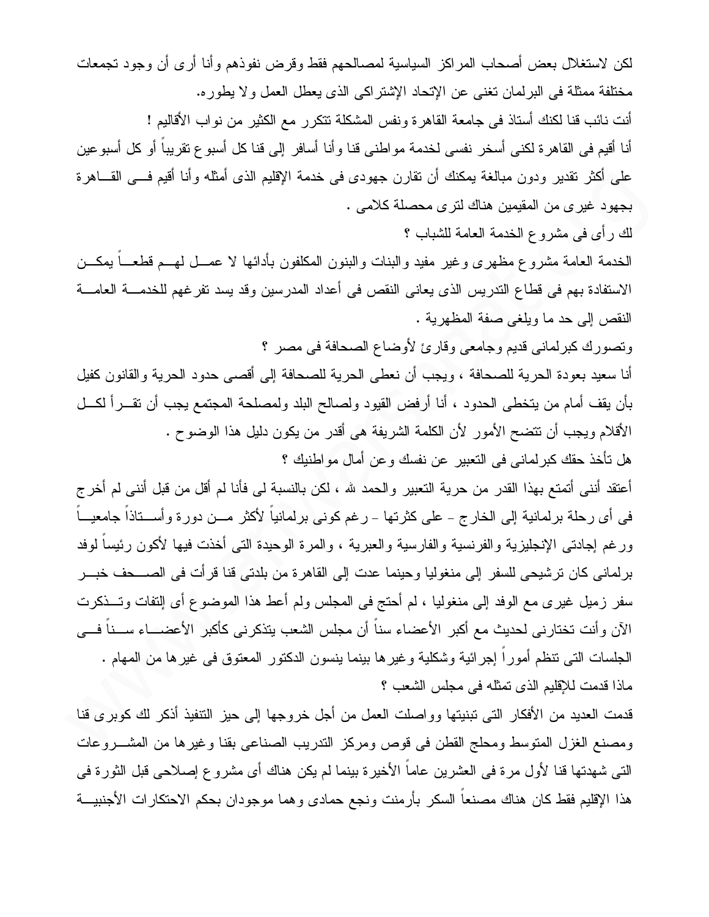لكن لاستغلال بعض أصحاب المراكز السياسية لمصالحهم فقط وقرض نفوذهم وأنا أرى أن وجود تجمعات مختلفة ممثلة فى البرلمان تغنى عن الإتحاد الإشتراكى الذى يعطل العمل ولا يطوره.

أنت نائب قنا لكنك أستاذ فى جامعة القاهرة ونفس المشكلة تتكرر مع الكثير من نواب الأقاليم !

أنا أقيم فى القاهرة لكنى أسخر نفسى لخدمة مواطنى قنا وأنا أسافر إلى قنا كل أسبوع تقريباً أو كل أسبوعين على أكثر تقدير ودون مبالغة يمكنك أن تقارن جهودى فى خدمة الإقليم الذى أمثله وأنا أقيم فى القاهرة بجهود غيرى من المقيمين هناك لترى محصلة كلامى .

لك رأى فى مشروع الخدمة العامة للشباب ؟

الخدمة العامة مشروع مظهرى وغير مفيد والبنات والبنون المكلفون بأدائها لا عمل لهم قطعاً يمكن الاستفادة بهم فى قطاع التدريس الذى يعانى النقص فى أعداد المدرسين وقد يسد تفرغهم للخدمة العامة النقص إلى حد ما ويلغى صفة المظهرية .

وتصورك كبرلمانى قديم وجامعى وقارئ لأوضاع الصحافة فى مصر ؟

أنا سعيد بعودة الحرية للصحافة ، ويجب أن نعطى الحرية للصحافة إلى أقصى حدود الحرية والقانون كفيل بأن يقف أمام من يتخطى الحدود ، أنا أرفض القيود ولصالح البلد ولمصلحة المجتمع يجب أن تقرأ لكل الأقلام ويجب أن تتضح الأمور لأن الكلمة الشريفة هى أقدر من يكون دليل هذا الوضوح .

هل تأخذ حقك كبرلمانى فى التعبير عن نفسك وعن أمال مواطنيك ؟

أعتقد أننى أتمتع بهذا القدر من حرية التعبير والحمد لله ، لكن بالنسبة لى فأنا لم أقل من قبل أننى لم أخرج فى أى رحلة برلمانية إلى الخارج - على كثرتها - رغم كونى برلمانياً لأكثر من دورة وأستاذاً جامعياً ورغم إجادتى الإنجليزية والفرنسية والفارسية والعبرية ، والمرة الوحيدة التى أخذت فيها لأكون رئيساً لوفد برلمانى كان ترشيحى للسفر إلى منغوليا وحينما عدت إلى القاهرة من بلدتى قنا قرأت فى الصحف خبر سفر زميل غيرى مع الوفد إلى منغوليا ، لم أحتج فى المجلس ولم أعط هذا الموضوع أى إلتفات وتذكرت الآن وأنت تختارنى لحديث مع أكبر الأعضاء سناً أن مجلس الشعب يتذكرنى كأكبر الأعضاء سناً فى الجلسات التى تنظم أموراً إجرائية وشكلية وغيرها بينما ينسون الدكتور المعتوق فى غيرها من المهام .

ماذا قدمت للإقليم الذى تمثله فى مجلس الشعب ؟

قدمت العديد من الأفكار التى تبنيتها وواصلت العمل من أجل خروجها إلى حيز التنفيذ أذكر لك كوبرى قنا ومصنع الغزل المتوسط ومحلج القطن فى قوص ومركز التدريب الصناعى بقنا وغيرها من المشروعات التى شهدتها قنا لأول مرة فى العشرين عاماً الأخيرة بينما لم يكن هناك أى مشروع إصلاحى قبل الثورة فى هذا الإقليم فقط كان هناك مصنعاً السكر بأرمنت ونجع حمادى وهما موجودان بحكم الاحتكارات الأجنبية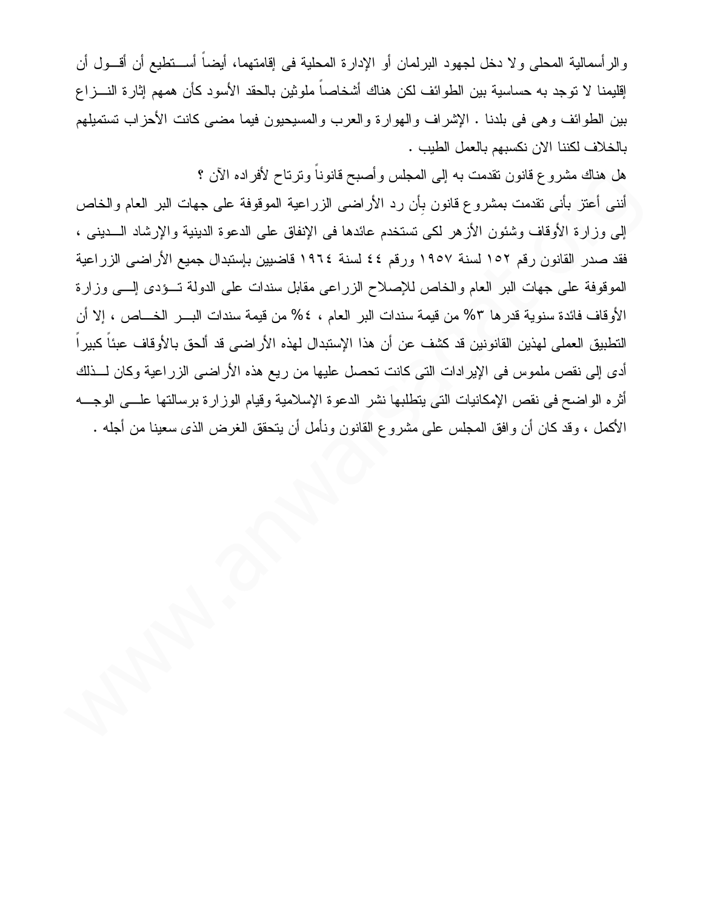والرأسمالية المحلى ولا دخل لجهود البرلمان أو الإدارة المحلية فى إقامتهما، أيضاً أستطيع أن أقول أن إقليمنا لا توجد به حساسية بين الطوائف لكن هناك أشخاصاً ملوثين بالحقد الأسود كأن همهم إثارة النزاع بين الطوائف وهى فى بلدنا . الإشراف والهوارة والعرب والمسيحيون فيما مضى كانت الأحزاب تستميلهم بالخلاف لكننا الان نكسبهم بالعمل الطيب .

هل هناك مشروع قانون تقدمت به إلى المجلس وأصبح قانوناً وترتاح لأفراده الآن ؟

أننى أعتز بأنى تقدمت بمشروع قانون بأن رد الأراضى الزراعية الموقوفة على جهات البر العام والخاص إلى وزارة الأوقاف وشئون الأزهر لكى تستخدم عائدها فى الإنفاق على الدعوة الدينية والإرشاد الدينى ، فقد صدر القانون رقم ١٥٢ لسنة ١٩٥٧ ورقم ٤٤ لسنة ١٩٦٤ قاضيين بإستبدال جميع الأراضى الزراعية الموقوفة على جهات البر العام والخاص للإصلاح الزراعى مقابل سندات على الدولة تؤدى إلى وزارة الأوقاف فائدة سنوية قدرها ٣% من قيمة سندات البر العام ، ٤% من قيمة سندات البر الخاص ، إلا أن التطبيق العملى لهذين القانونين قد كشف عن أن هذا الإستبدال لهذه الأراضى قد ألحق بالأوقاف عبئاً كبيراً أدى إلى نقص ملموس فى الإيرادات التى كانت تحصل عليها من ريع هذه الأراضى الزراعية وكان لذلك أثره الواضح فى نقص الإمكانيات التى يتطلبها نشر الدعوة الإسلامية وقيام الوزارة برسالتها على الوجه الأكمل ، وقد كان أن وافق المجلس على مشروع القانون ونأمل أن يتحقق الغرض الذى سعينا من أجله .